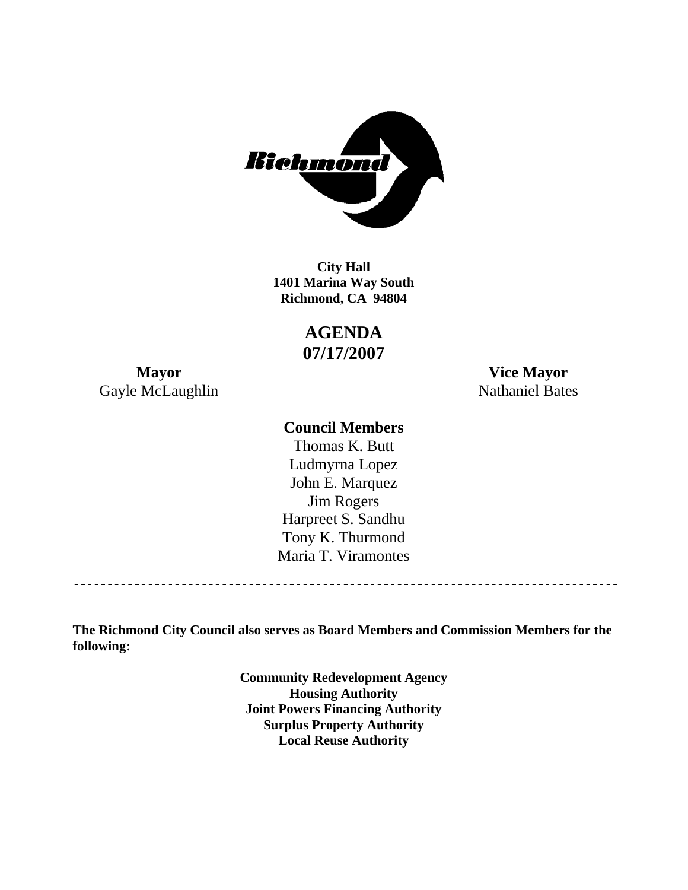**City Hall**
**1401 Marina Way South**
**Richmond, CA 94804**

# AGENDA
# 07/17/2007

**Mayor**
Gayle McLaughlin

**Vice Mayor**
Nathaniel Bates

**Council Members**

Thomas K. Butt
Ludmyrna Lopez
John E. Marquez
Jim Rogers
Harpreet S. Sandhu
Tony K. Thurmond
Maria T. Viramontes

---

**The Richmond City Council also serves as Board Members and Commission Members for the following:**

**Community Redevelopment Agency**
**Housing Authority**
**Joint Powers Financing Authority**
**Surplus Property Authority**
**Local Reuse Authority**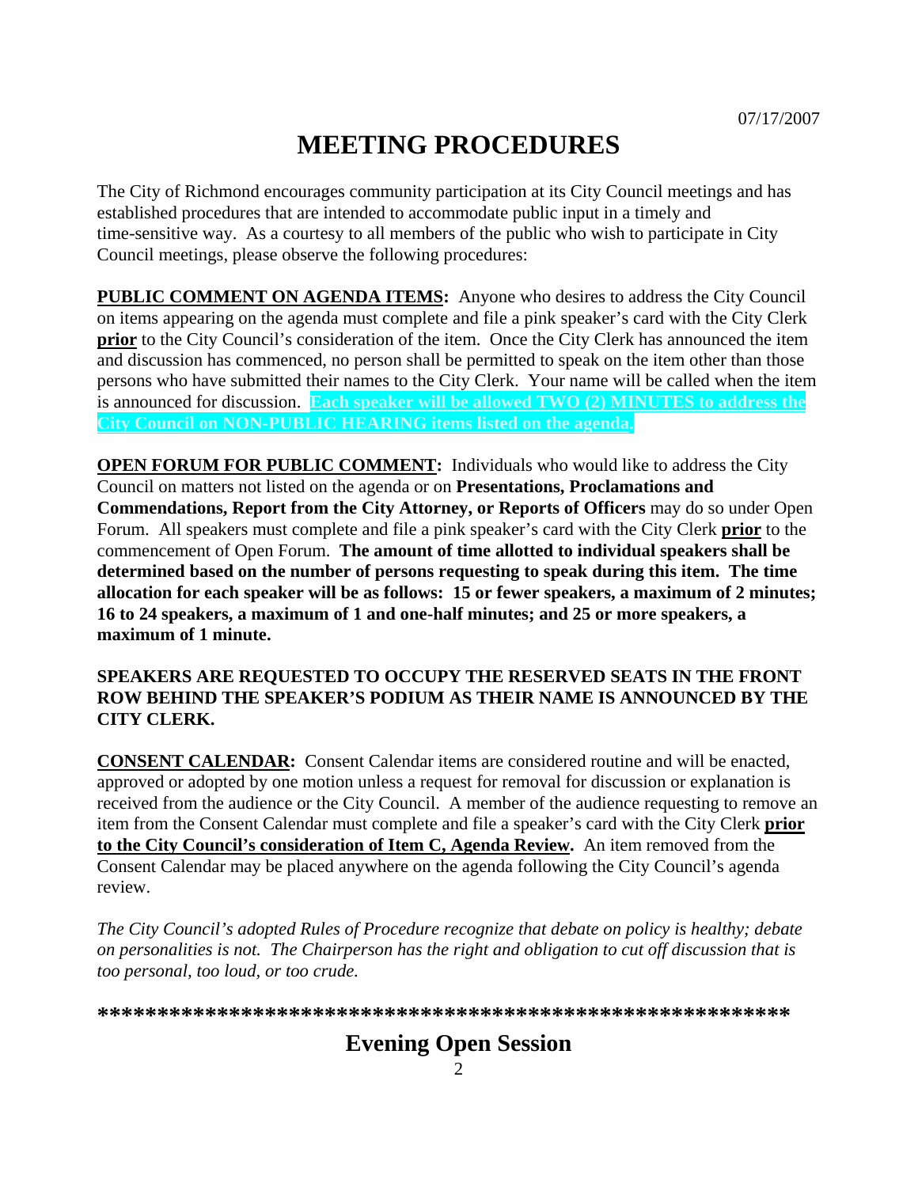07/17/2007

# MEETING PROCEDURES

The City of Richmond encourages community participation at its City Council meetings and has established procedures that are intended to accommodate public input in a timely and time-sensitive way. As a courtesy to all members of the public who wish to participate in City Council meetings, please observe the following procedures:

**PUBLIC COMMENT ON AGENDA ITEMS:** Anyone who desires to address the City Council on items appearing on the agenda must complete and file a pink speaker's card with the City Clerk **prior** to the City Council's consideration of the item. Once the City Clerk has announced the item and discussion has commenced, no person shall be permitted to speak on the item other than those persons who have submitted their names to the City Clerk. Your name will be called when the item is announced for discussion. **Each speaker will be allowed TWO (2) MINUTES to address the City Council on NON-PUBLIC HEARING items listed on the agenda.**

**OPEN FORUM FOR PUBLIC COMMENT:** Individuals who would like to address the City Council on matters not listed on the agenda or on **Presentations, Proclamations and Commendations, Report from the City Attorney, or Reports of Officers** may do so under Open Forum. All speakers must complete and file a pink speaker's card with the City Clerk **prior** to the commencement of Open Forum. **The amount of time allotted to individual speakers shall be determined based on the number of persons requesting to speak during this item. The time allocation for each speaker will be as follows: 15 or fewer speakers, a maximum of 2 minutes; 16 to 24 speakers, a maximum of 1 and one-half minutes; and 25 or more speakers, a maximum of 1 minute.**

**SPEAKERS ARE REQUESTED TO OCCUPY THE RESERVED SEATS IN THE FRONT ROW BEHIND THE SPEAKER'S PODIUM AS THEIR NAME IS ANNOUNCED BY THE CITY CLERK.**

**CONSENT CALENDAR:** Consent Calendar items are considered routine and will be enacted, approved or adopted by one motion unless a request for removal for discussion or explanation is received from the audience or the City Council. A member of the audience requesting to remove an item from the Consent Calendar must complete and file a speaker's card with the City Clerk **prior to the City Council's consideration of Item C, Agenda Review.** An item removed from the Consent Calendar may be placed anywhere on the agenda following the City Council's agenda review.

*The City Council's adopted Rules of Procedure recognize that debate on policy is healthy; debate on personalities is not. The Chairperson has the right and obligation to cut off discussion that is too personal, too loud, or too crude.*

**\*\*\*\*\*\*\*\*\*\*\*\*\*\*\*\*\*\*\*\*\*\*\*\*\*\*\*\*\*\*\*\*\*\*\*\*\*\*\*\*\*\*\*\*\*\*\*\*\*\*\*\*\*\*\*\*\*\***

## Evening Open Session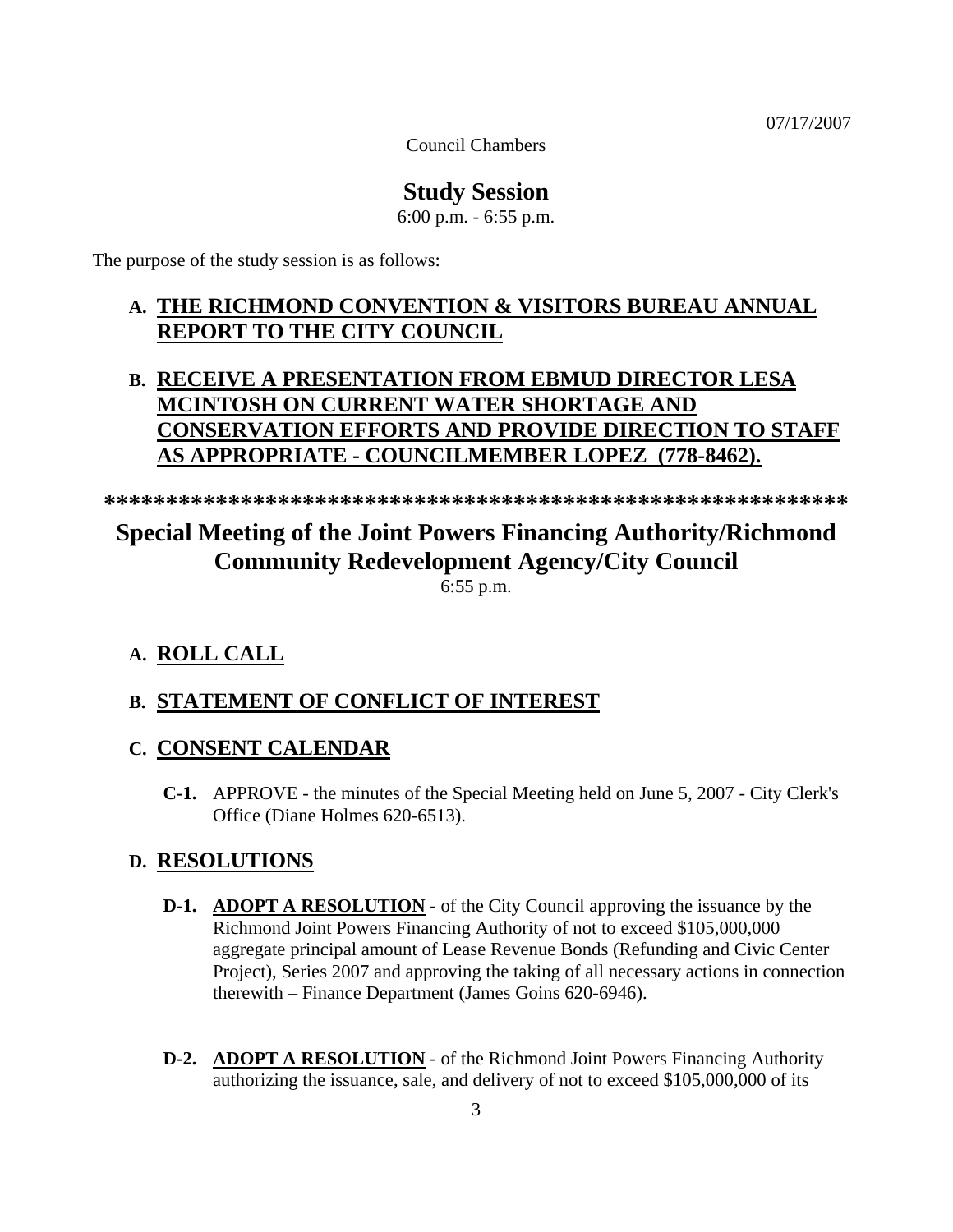07/17/2007

Council Chambers

## Study Session

6:00 p.m. - 6:55 p.m.

The purpose of the study session is as follows:

**A. THE RICHMOND CONVENTION & VISITORS BUREAU ANNUAL REPORT TO THE CITY COUNCIL**

**B. RECEIVE A PRESENTATION FROM EBMUD DIRECTOR LESA MCINTOSH ON CURRENT WATER SHORTAGE AND CONSERVATION EFFORTS AND PROVIDE DIRECTION TO STAFF AS APPROPRIATE - COUNCILMEMBER LOPEZ (778-8462).**

*************************************************************

## Special Meeting of the Joint Powers Financing Authority/Richmond Community Redevelopment Agency/City Council

6:55 p.m.

**A. ROLL CALL**

**B. STATEMENT OF CONFLICT OF INTEREST**

**C. CONSENT CALENDAR**

**C-1.** APPROVE - the minutes of the Special Meeting held on June 5, 2007 - City Clerk's Office (Diane Holmes 620-6513).

**D. RESOLUTIONS**

**D-1.** **ADOPT A RESOLUTION** - of the City Council approving the issuance by the Richmond Joint Powers Financing Authority of not to exceed $105,000,000 aggregate principal amount of Lease Revenue Bonds (Refunding and Civic Center Project), Series 2007 and approving the taking of all necessary actions in connection therewith – Finance Department (James Goins 620-6946).

**D-2.** **ADOPT A RESOLUTION** - of the Richmond Joint Powers Financing Authority authorizing the issuance, sale, and delivery of not to exceed $105,000,000 of its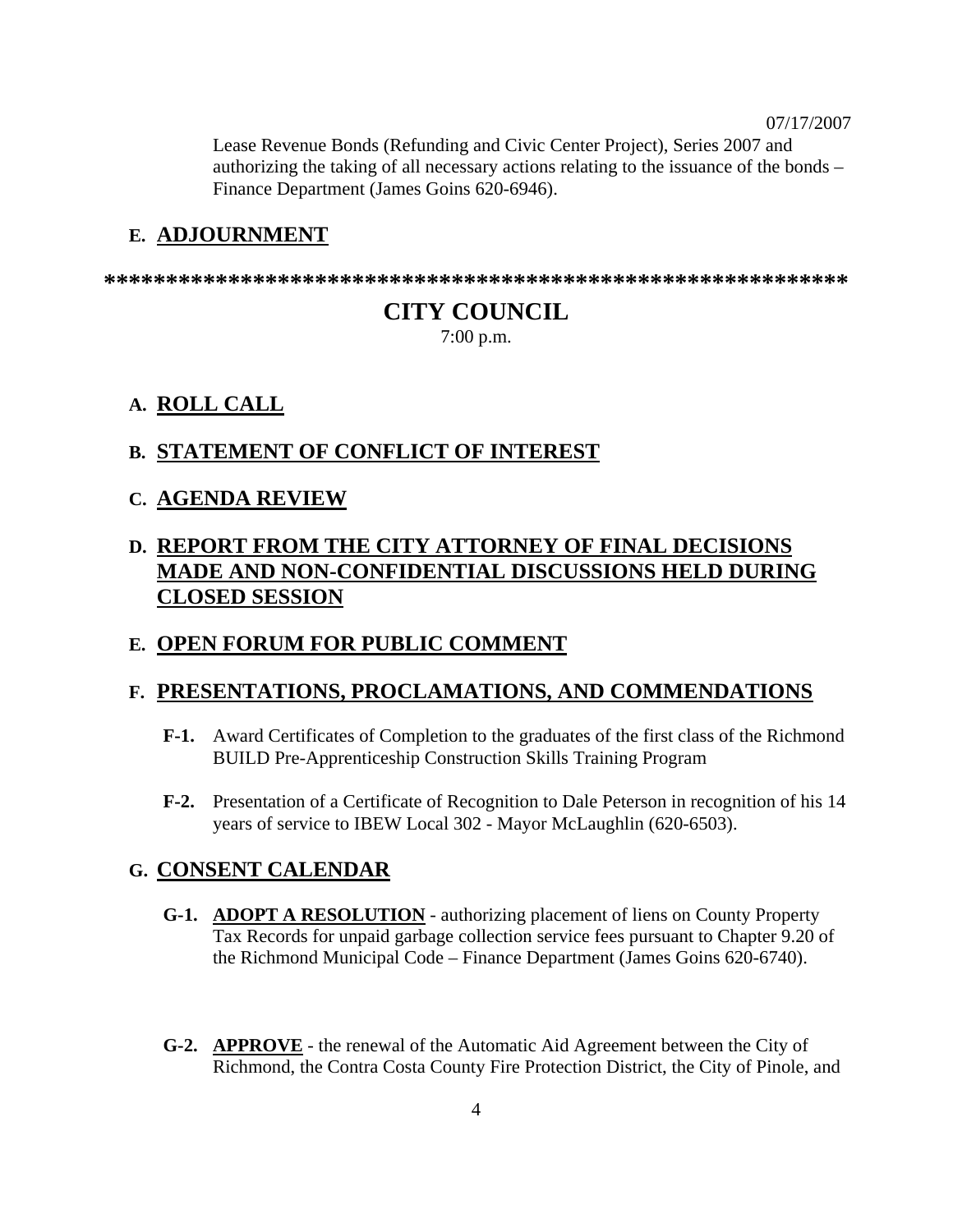07/17/2007

Lease Revenue Bonds (Refunding and Civic Center Project), Series 2007 and authorizing the taking of all necessary actions relating to the issuance of the bonds – Finance Department (James Goins 620-6946).

## E. ADJOURNMENT

\*\*\*\*\*\*\*\*\*\*\*\*\*\*\*\*\*\*\*\*\*\*\*\*\*\*\*\*\*\*\*\*\*\*\*\*\*\*\*\*\*\*\*\*\*\*\*\*\*\*\*\*\*\*\*\*\*\*\*\*

# CITY COUNCIL

7:00 p.m.

## A. ROLL CALL

## B. STATEMENT OF CONFLICT OF INTEREST

## C. AGENDA REVIEW

## D. REPORT FROM THE CITY ATTORNEY OF FINAL DECISIONS MADE AND NON-CONFIDENTIAL DISCUSSIONS HELD DURING CLOSED SESSION

## E. OPEN FORUM FOR PUBLIC COMMENT

## F. PRESENTATIONS, PROCLAMATIONS, AND COMMENDATIONS

**F-1.** Award Certificates of Completion to the graduates of the first class of the Richmond BUILD Pre-Apprenticeship Construction Skills Training Program

**F-2.** Presentation of a Certificate of Recognition to Dale Peterson in recognition of his 14 years of service to IBEW Local 302 - Mayor McLaughlin (620-6503).

## G. CONSENT CALENDAR

**G-1.** **ADOPT A RESOLUTION** - authorizing placement of liens on County Property Tax Records for unpaid garbage collection service fees pursuant to Chapter 9.20 of the Richmond Municipal Code – Finance Department (James Goins 620-6740).

**G-2.** **APPROVE** - the renewal of the Automatic Aid Agreement between the City of Richmond, the Contra Costa County Fire Protection District, the City of Pinole, and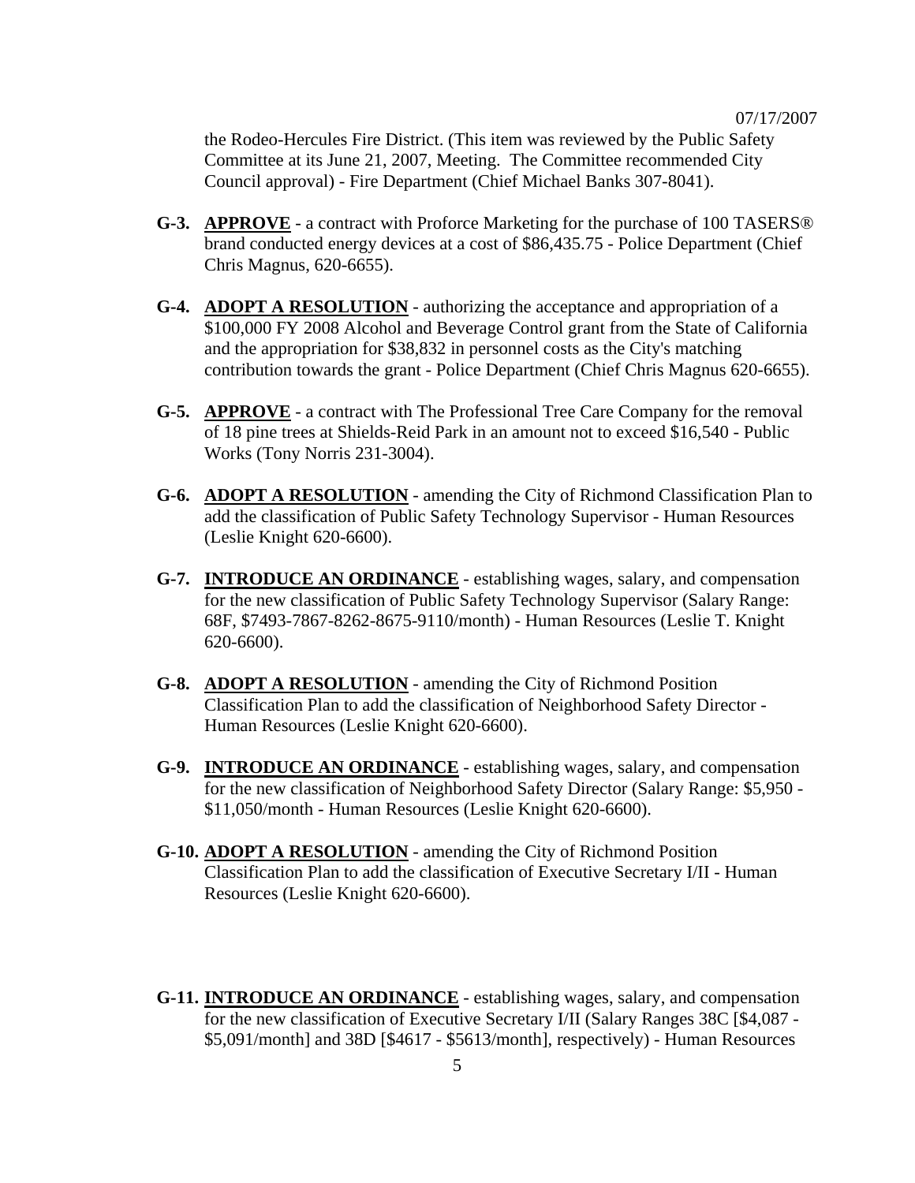the Rodeo-Hercules Fire District. (This item was reviewed by the Public Safety Committee at its June 21, 2007, Meeting. The Committee recommended City Council approval) - Fire Department (Chief Michael Banks 307-8041).

**G-3.** **APPROVE** - a contract with Proforce Marketing for the purchase of 100 TASERS® brand conducted energy devices at a cost of $86,435.75 - Police Department (Chief Chris Magnus, 620-6655).

**G-4.** **ADOPT A RESOLUTION** - authorizing the acceptance and appropriation of a $100,000 FY 2008 Alcohol and Beverage Control grant from the State of California and the appropriation for $38,832 in personnel costs as the City's matching contribution towards the grant - Police Department (Chief Chris Magnus 620-6655).

**G-5.** **APPROVE** - a contract with The Professional Tree Care Company for the removal of 18 pine trees at Shields-Reid Park in an amount not to exceed $16,540 - Public Works (Tony Norris 231-3004).

**G-6.** **ADOPT A RESOLUTION** - amending the City of Richmond Classification Plan to add the classification of Public Safety Technology Supervisor - Human Resources (Leslie Knight 620-6600).

**G-7.** **INTRODUCE AN ORDINANCE** - establishing wages, salary, and compensation for the new classification of Public Safety Technology Supervisor (Salary Range: 68F, $7493-7867-8262-8675-9110/month) - Human Resources (Leslie T. Knight 620-6600).

**G-8.** **ADOPT A RESOLUTION** - amending the City of Richmond Position Classification Plan to add the classification of Neighborhood Safety Director - Human Resources (Leslie Knight 620-6600).

**G-9.** **INTRODUCE AN ORDINANCE** - establishing wages, salary, and compensation for the new classification of Neighborhood Safety Director (Salary Range: $5,950 - $11,050/month - Human Resources (Leslie Knight 620-6600).

**G-10.** **ADOPT A RESOLUTION** - amending the City of Richmond Position Classification Plan to add the classification of Executive Secretary I/II - Human Resources (Leslie Knight 620-6600).

**G-11.** **INTRODUCE AN ORDINANCE** - establishing wages, salary, and compensation for the new classification of Executive Secretary I/II (Salary Ranges 38C [$4,087 - $5,091/month] and 38D [$4617 - $5613/month], respectively) - Human Resources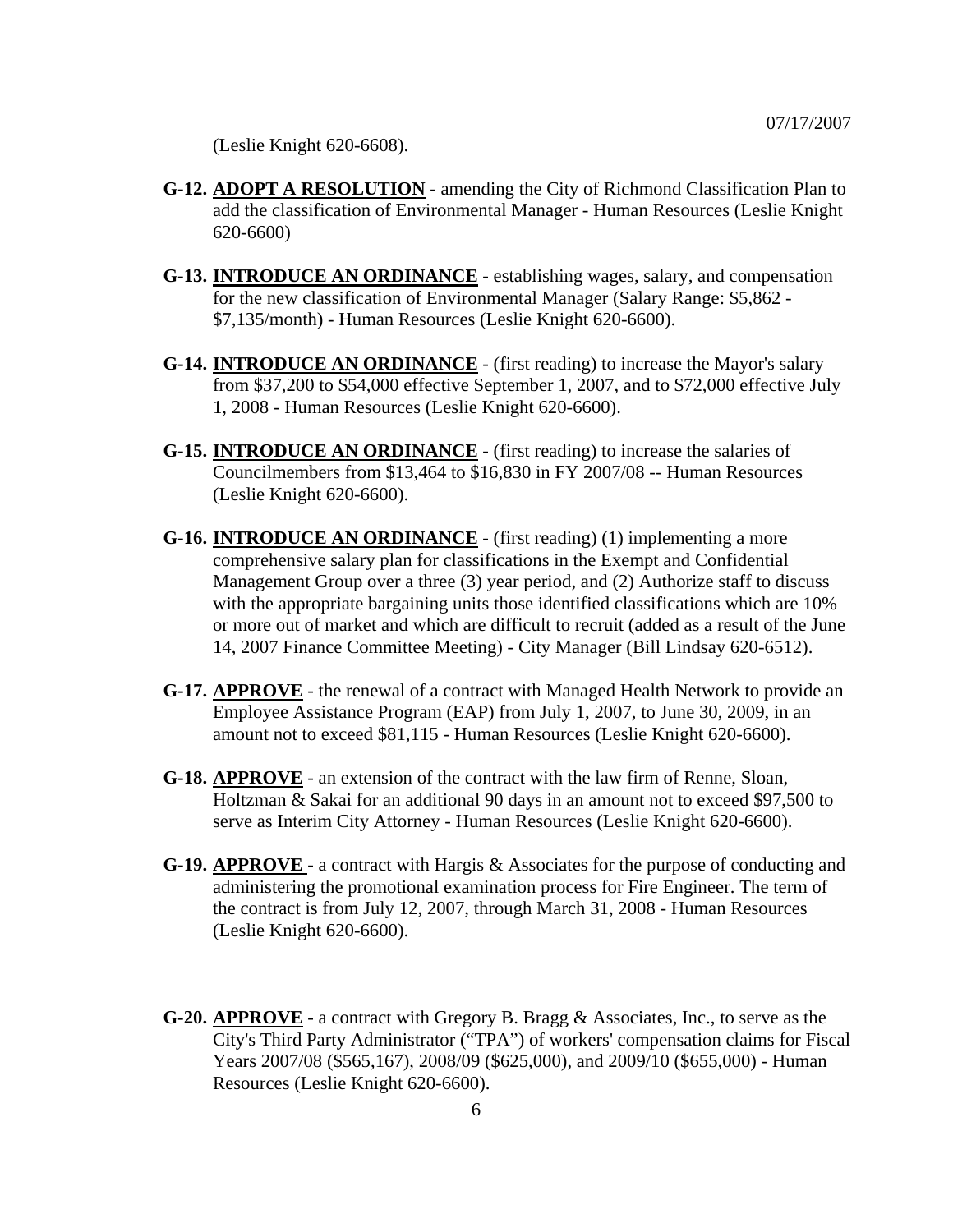(Leslie Knight 620-6608).

**G-12.** **ADOPT A RESOLUTION** - amending the City of Richmond Classification Plan to add the classification of Environmental Manager - Human Resources (Leslie Knight 620-6600)

**G-13.** **INTRODUCE AN ORDINANCE** - establishing wages, salary, and compensation for the new classification of Environmental Manager (Salary Range: $5,862 - $7,135/month) - Human Resources (Leslie Knight 620-6600).

**G-14.** **INTRODUCE AN ORDINANCE** - (first reading) to increase the Mayor's salary from $37,200 to $54,000 effective September 1, 2007, and to $72,000 effective July 1, 2008 - Human Resources (Leslie Knight 620-6600).

**G-15.** **INTRODUCE AN ORDINANCE** - (first reading) to increase the salaries of Councilmembers from $13,464 to $16,830 in FY 2007/08 -- Human Resources (Leslie Knight 620-6600).

**G-16.** **INTRODUCE AN ORDINANCE** - (first reading) (1) implementing a more comprehensive salary plan for classifications in the Exempt and Confidential Management Group over a three (3) year period, and (2) Authorize staff to discuss with the appropriate bargaining units those identified classifications which are 10% or more out of market and which are difficult to recruit (added as a result of the June 14, 2007 Finance Committee Meeting) - City Manager (Bill Lindsay 620-6512).

**G-17.** **APPROVE** - the renewal of a contract with Managed Health Network to provide an Employee Assistance Program (EAP) from July 1, 2007, to June 30, 2009, in an amount not to exceed $81,115 - Human Resources (Leslie Knight 620-6600).

**G-18.** **APPROVE** - an extension of the contract with the law firm of Renne, Sloan, Holtzman & Sakai for an additional 90 days in an amount not to exceed $97,500 to serve as Interim City Attorney - Human Resources (Leslie Knight 620-6600).

**G-19.** **APPROVE** - a contract with Hargis & Associates for the purpose of conducting and administering the promotional examination process for Fire Engineer. The term of the contract is from July 12, 2007, through March 31, 2008 - Human Resources (Leslie Knight 620-6600).

**G-20.** **APPROVE** - a contract with Gregory B. Bragg & Associates, Inc., to serve as the City's Third Party Administrator ("TPA") of workers' compensation claims for Fiscal Years 2007/08 ($565,167), 2008/09 ($625,000), and 2009/10 ($655,000) - Human Resources (Leslie Knight 620-6600).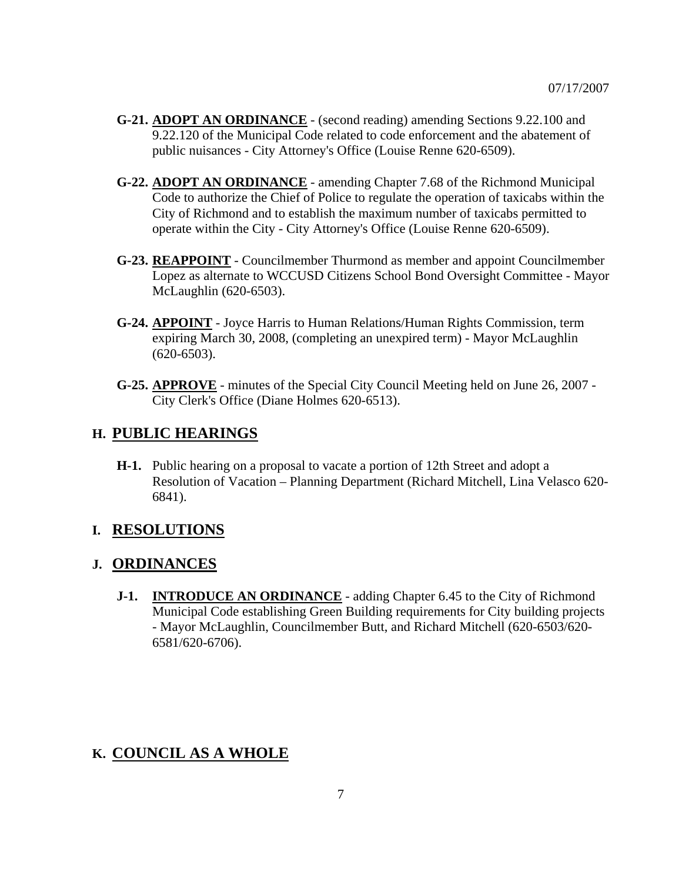07/17/2007

**G-21.** **ADOPT AN ORDINANCE** - (second reading) amending Sections 9.22.100 and 9.22.120 of the Municipal Code related to code enforcement and the abatement of public nuisances - City Attorney's Office (Louise Renne 620-6509).

**G-22.** **ADOPT AN ORDINANCE** - amending Chapter 7.68 of the Richmond Municipal Code to authorize the Chief of Police to regulate the operation of taxicabs within the City of Richmond and to establish the maximum number of taxicabs permitted to operate within the City - City Attorney's Office (Louise Renne 620-6509).

**G-23.** **REAPPOINT** - Councilmember Thurmond as member and appoint Councilmember Lopez as alternate to WCCUSD Citizens School Bond Oversight Committee - Mayor McLaughlin (620-6503).

**G-24.** **APPOINT** - Joyce Harris to Human Relations/Human Rights Commission, term expiring March 30, 2008, (completing an unexpired term) - Mayor McLaughlin (620-6503).

**G-25.** **APPROVE** - minutes of the Special City Council Meeting held on June 26, 2007 - City Clerk's Office (Diane Holmes 620-6513).

## H. PUBLIC HEARINGS

**H-1.** Public hearing on a proposal to vacate a portion of 12th Street and adopt a Resolution of Vacation – Planning Department (Richard Mitchell, Lina Velasco 620-6841).

## I. RESOLUTIONS

## J. ORDINANCES

**J-1.** **INTRODUCE AN ORDINANCE** - adding Chapter 6.45 to the City of Richmond Municipal Code establishing Green Building requirements for City building projects - Mayor McLaughlin, Councilmember Butt, and Richard Mitchell (620-6503/620-6581/620-6706).

## K. COUNCIL AS A WHOLE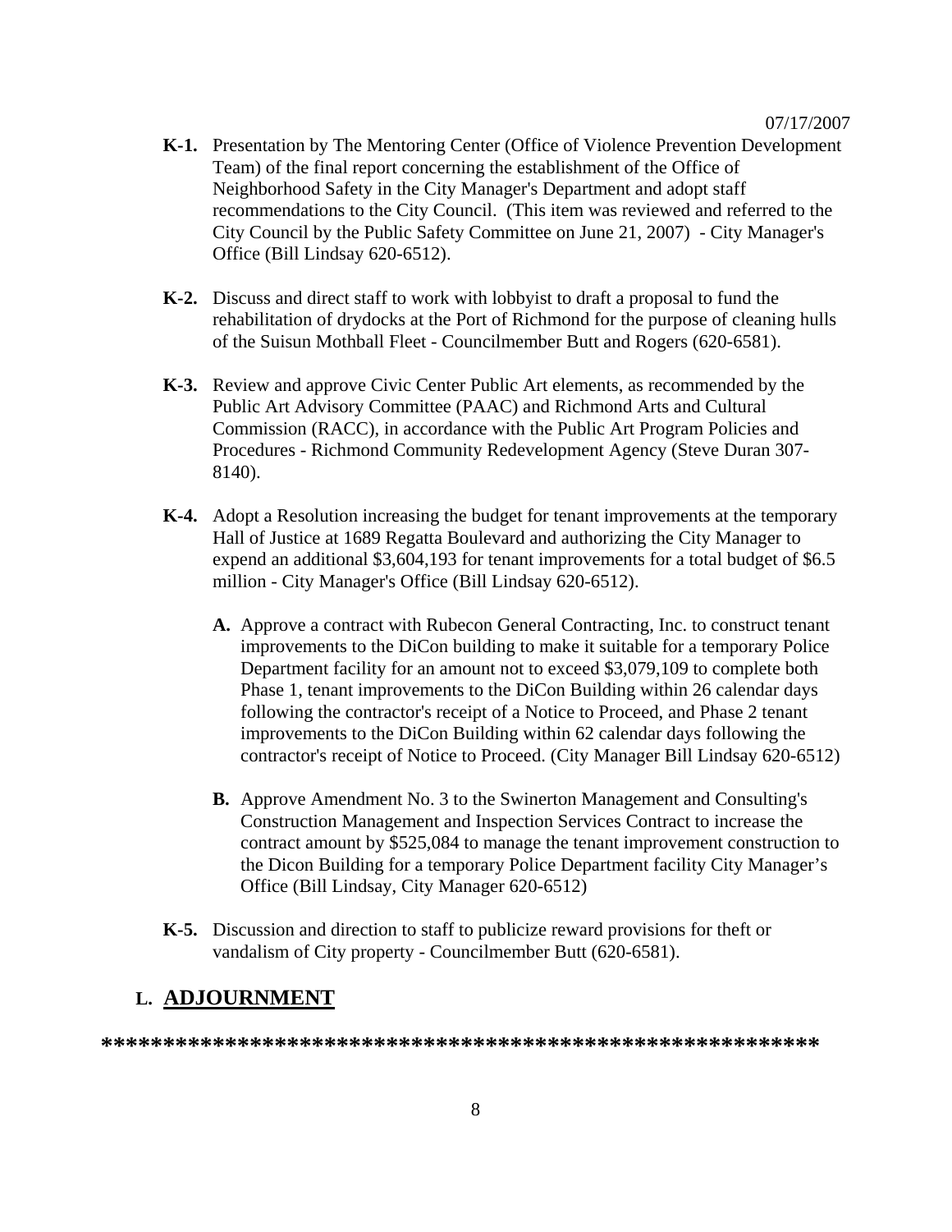07/17/2007

**K-1.** Presentation by The Mentoring Center (Office of Violence Prevention Development Team) of the final report concerning the establishment of the Office of Neighborhood Safety in the City Manager's Department and adopt staff recommendations to the City Council. (This item was reviewed and referred to the City Council by the Public Safety Committee on June 21, 2007) - City Manager's Office (Bill Lindsay 620-6512).

**K-2.** Discuss and direct staff to work with lobbyist to draft a proposal to fund the rehabilitation of drydocks at the Port of Richmond for the purpose of cleaning hulls of the Suisun Mothball Fleet - Councilmember Butt and Rogers (620-6581).

**K-3.** Review and approve Civic Center Public Art elements, as recommended by the Public Art Advisory Committee (PAAC) and Richmond Arts and Cultural Commission (RACC), in accordance with the Public Art Program Policies and Procedures - Richmond Community Redevelopment Agency (Steve Duran 307-8140).

**K-4.** Adopt a Resolution increasing the budget for tenant improvements at the temporary Hall of Justice at 1689 Regatta Boulevard and authorizing the City Manager to expend an additional $3,604,193 for tenant improvements for a total budget of $6.5 million - City Manager's Office (Bill Lindsay 620-6512).

**A.** Approve a contract with Rubecon General Contracting, Inc. to construct tenant improvements to the DiCon building to make it suitable for a temporary Police Department facility for an amount not to exceed $3,079,109 to complete both Phase 1, tenant improvements to the DiCon Building within 26 calendar days following the contractor's receipt of a Notice to Proceed, and Phase 2 tenant improvements to the DiCon Building within 62 calendar days following the contractor's receipt of Notice to Proceed. (City Manager Bill Lindsay 620-6512)

**B.** Approve Amendment No. 3 to the Swinerton Management and Consulting's Construction Management and Inspection Services Contract to increase the contract amount by $525,084 to manage the tenant improvement construction to the Dicon Building for a temporary Police Department facility City Manager's Office (Bill Lindsay, City Manager 620-6512)

**K-5.** Discussion and direction to staff to publicize reward provisions for theft or vandalism of City property - Councilmember Butt (620-6581).

## L. ADJOURNMENT

**\*\*\*\*\*\*\*\*\*\*\*\*\*\*\*\*\*\*\*\*\*\*\*\*\*\*\*\*\*\*\*\*\*\*\*\*\*\*\*\*\*\*\*\*\*\*\*\*\*\*\*\*\*\*\*\*\*\*\*\***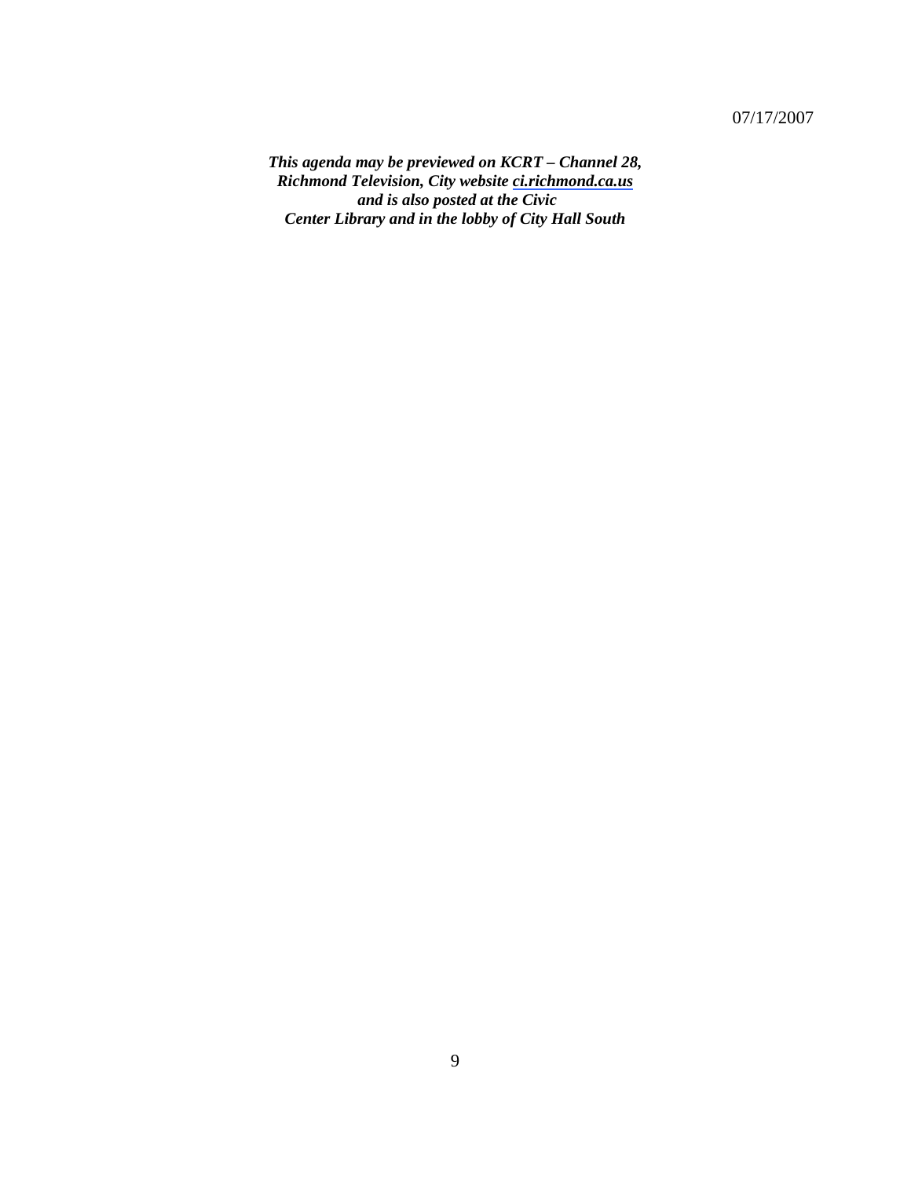***This agenda may be previewed on KCRT – Channel 28, Richmond Television, City website ci.richmond.ca.us and is also posted at the Civic Center Library and in the lobby of City Hall South***